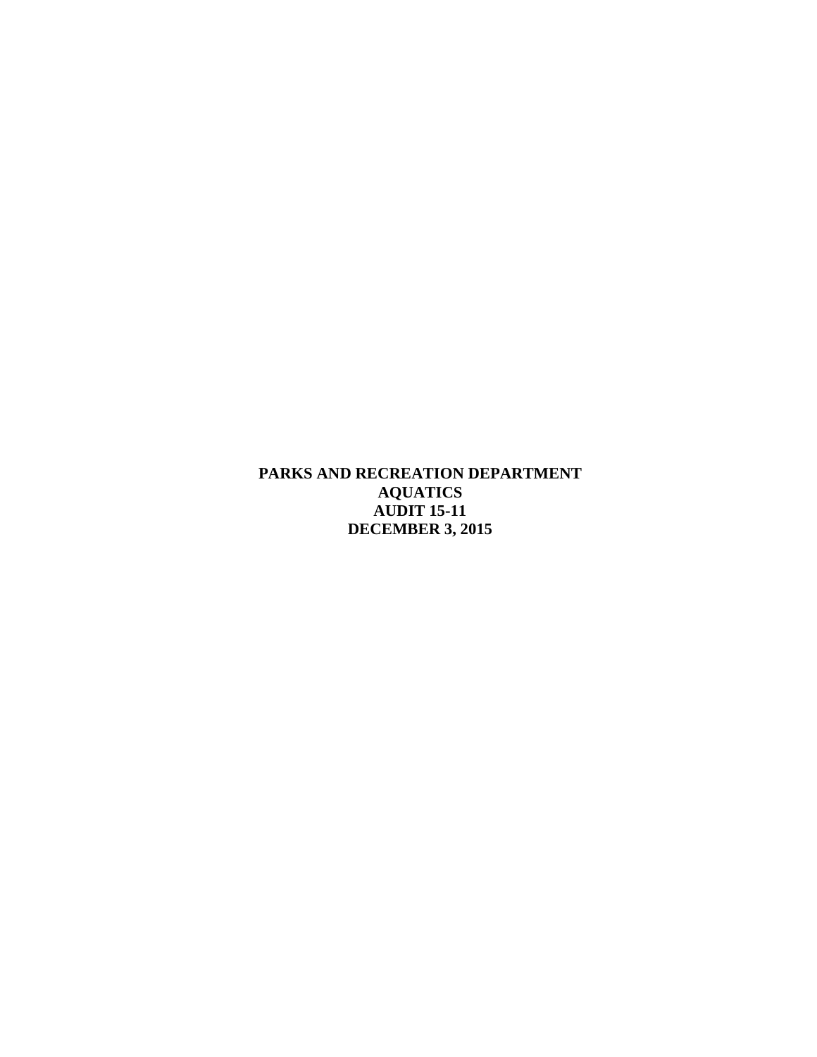**PARKS AND RECREATION DEPARTMENT**
**AQUATICS**
**AUDIT 15-11**
**DECEMBER 3, 2015**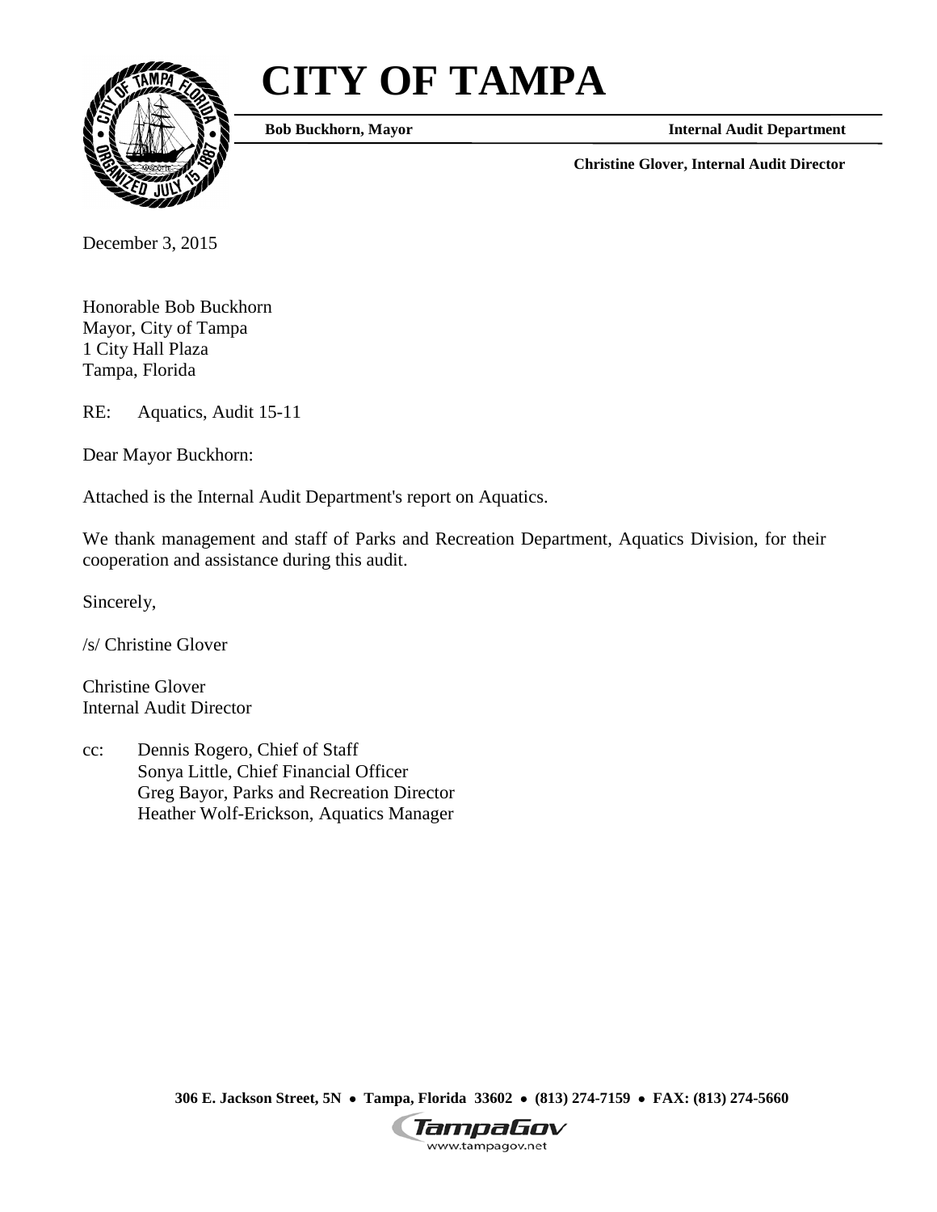# CITY OF TAMPA

**Bob Buckhorn, Mayor** **Internal Audit Department**

**Christine Glover, Internal Audit Director**

December 3, 2015

Honorable Bob Buckhorn
Mayor, City of Tampa
1 City Hall Plaza
Tampa, Florida

RE: Aquatics, Audit 15-11

Dear Mayor Buckhorn:

Attached is the Internal Audit Department's report on Aquatics.

We thank management and staff of Parks and Recreation Department, Aquatics Division, for their cooperation and assistance during this audit.

Sincerely,

/s/ Christine Glover

Christine Glover
Internal Audit Director

cc: Dennis Rogero, Chief of Staff
Sonya Little, Chief Financial Officer
Greg Bayor, Parks and Recreation Director
Heather Wolf-Erickson, Aquatics Manager

**306 E. Jackson Street, 5N • Tampa, Florida 33602 • (813) 274-7159 • FAX: (813) 274-5660**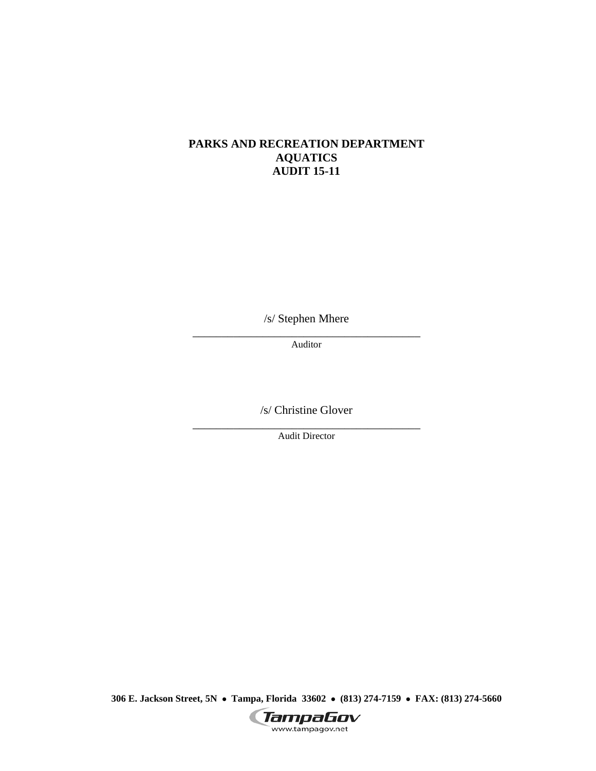**PARKS AND RECREATION DEPARTMENT**
**AQUATICS**
**AUDIT 15-11**

/s/ Stephen Mhere

\_\_\_\_\_\_\_\_\_\_\_\_\_\_\_\_\_\_\_\_\_\_\_\_\_\_\_\_\_\_\_\_\_\_\_\_\_\_\_\_\_\_

Auditor

/s/ Christine Glover

\_\_\_\_\_\_\_\_\_\_\_\_\_\_\_\_\_\_\_\_\_\_\_\_\_\_\_\_\_\_\_\_\_\_\_\_\_\_\_\_\_\_

Audit Director

**306 E. Jackson Street, 5N • Tampa, Florida 33602 • (813) 274-7159 • FAX: (813) 274-5660**

TampaGov
www.tampagov.net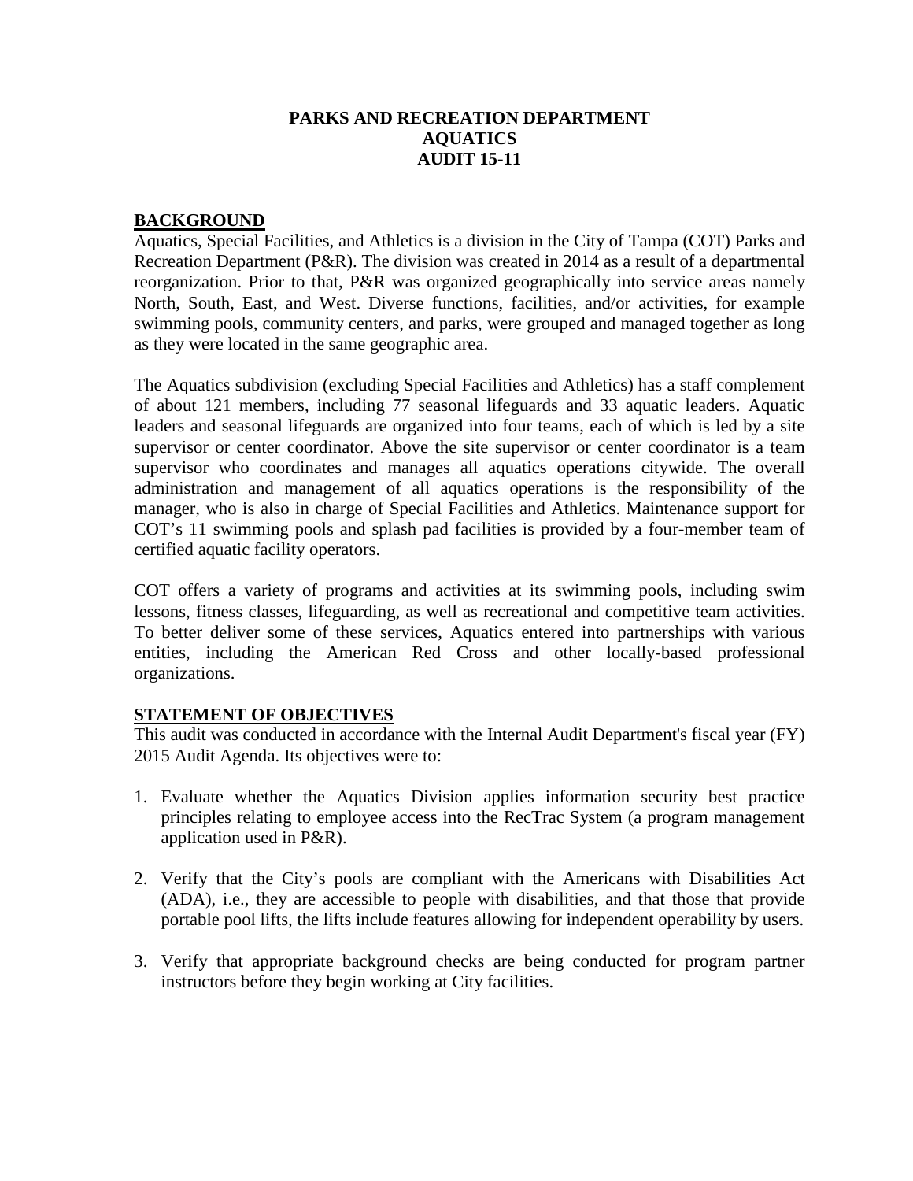**PARKS AND RECREATION DEPARTMENT**
**AQUATICS**
**AUDIT 15-11**

## BACKGROUND

Aquatics, Special Facilities, and Athletics is a division in the City of Tampa (COT) Parks and Recreation Department (P&R). The division was created in 2014 as a result of a departmental reorganization. Prior to that, P&R was organized geographically into service areas namely North, South, East, and West. Diverse functions, facilities, and/or activities, for example swimming pools, community centers, and parks, were grouped and managed together as long as they were located in the same geographic area.

The Aquatics subdivision (excluding Special Facilities and Athletics) has a staff complement of about 121 members, including 77 seasonal lifeguards and 33 aquatic leaders. Aquatic leaders and seasonal lifeguards are organized into four teams, each of which is led by a site supervisor or center coordinator. Above the site supervisor or center coordinator is a team supervisor who coordinates and manages all aquatics operations citywide. The overall administration and management of all aquatics operations is the responsibility of the manager, who is also in charge of Special Facilities and Athletics. Maintenance support for COT's 11 swimming pools and splash pad facilities is provided by a four-member team of certified aquatic facility operators.

COT offers a variety of programs and activities at its swimming pools, including swim lessons, fitness classes, lifeguarding, as well as recreational and competitive team activities. To better deliver some of these services, Aquatics entered into partnerships with various entities, including the American Red Cross and other locally-based professional organizations.

## STATEMENT OF OBJECTIVES

This audit was conducted in accordance with the Internal Audit Department's fiscal year (FY) 2015 Audit Agenda. Its objectives were to:

1. Evaluate whether the Aquatics Division applies information security best practice principles relating to employee access into the RecTrac System (a program management application used in P&R).

2. Verify that the City's pools are compliant with the Americans with Disabilities Act (ADA), i.e., they are accessible to people with disabilities, and that those that provide portable pool lifts, the lifts include features allowing for independent operability by users.

3. Verify that appropriate background checks are being conducted for program partner instructors before they begin working at City facilities.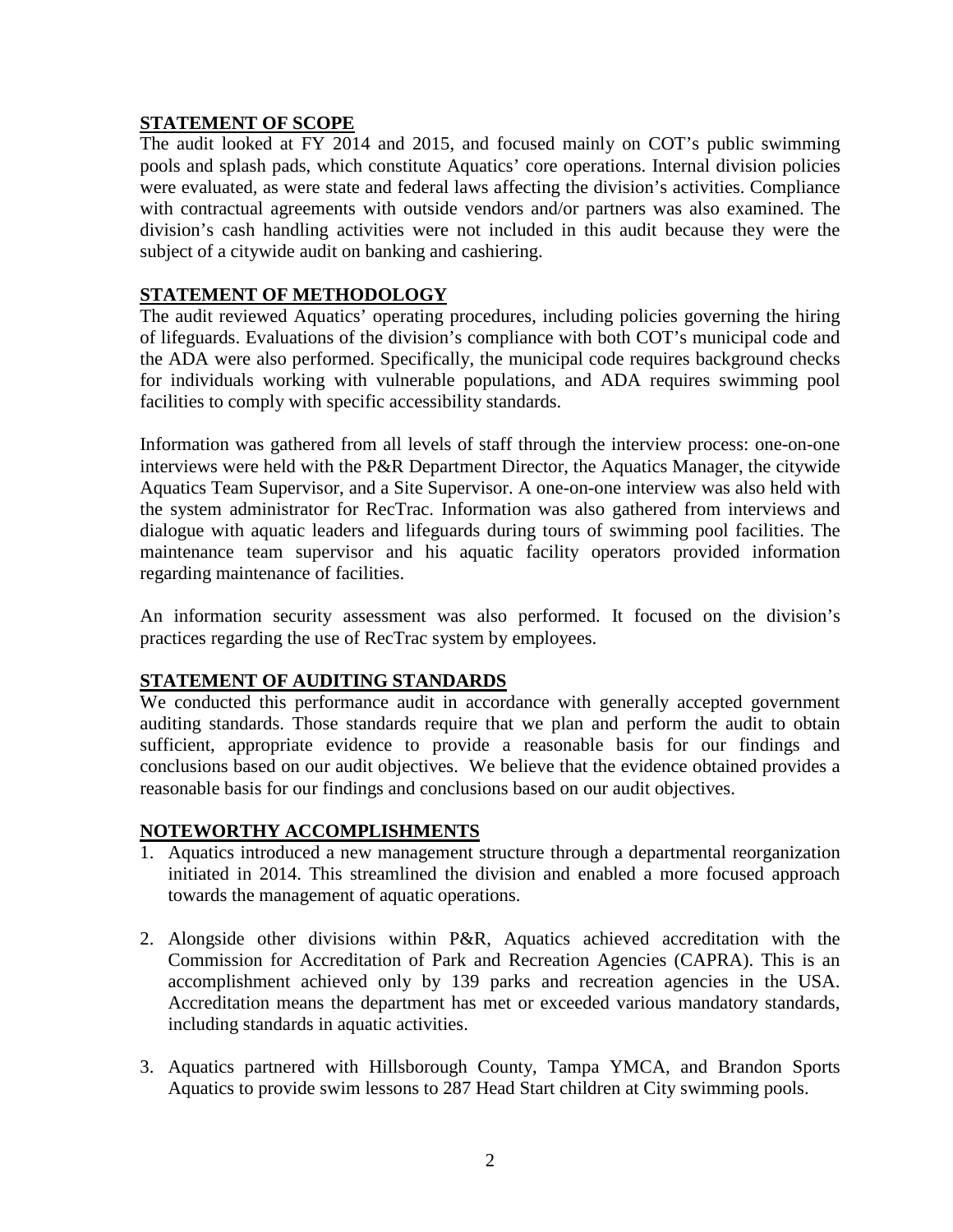## STATEMENT OF SCOPE

The audit looked at FY 2014 and 2015, and focused mainly on COT's public swimming pools and splash pads, which constitute Aquatics' core operations. Internal division policies were evaluated, as were state and federal laws affecting the division's activities. Compliance with contractual agreements with outside vendors and/or partners was also examined. The division's cash handling activities were not included in this audit because they were the subject of a citywide audit on banking and cashiering.

## STATEMENT OF METHODOLOGY

The audit reviewed Aquatics' operating procedures, including policies governing the hiring of lifeguards. Evaluations of the division's compliance with both COT's municipal code and the ADA were also performed. Specifically, the municipal code requires background checks for individuals working with vulnerable populations, and ADA requires swimming pool facilities to comply with specific accessibility standards.

Information was gathered from all levels of staff through the interview process: one-on-one interviews were held with the P&R Department Director, the Aquatics Manager, the citywide Aquatics Team Supervisor, and a Site Supervisor. A one-on-one interview was also held with the system administrator for RecTrac. Information was also gathered from interviews and dialogue with aquatic leaders and lifeguards during tours of swimming pool facilities. The maintenance team supervisor and his aquatic facility operators provided information regarding maintenance of facilities.

An information security assessment was also performed. It focused on the division's practices regarding the use of RecTrac system by employees.

## STATEMENT OF AUDITING STANDARDS

We conducted this performance audit in accordance with generally accepted government auditing standards. Those standards require that we plan and perform the audit to obtain sufficient, appropriate evidence to provide a reasonable basis for our findings and conclusions based on our audit objectives. We believe that the evidence obtained provides a reasonable basis for our findings and conclusions based on our audit objectives.

## NOTEWORTHY ACCOMPLISHMENTS

1. Aquatics introduced a new management structure through a departmental reorganization initiated in 2014. This streamlined the division and enabled a more focused approach towards the management of aquatic operations.

2. Alongside other divisions within P&R, Aquatics achieved accreditation with the Commission for Accreditation of Park and Recreation Agencies (CAPRA). This is an accomplishment achieved only by 139 parks and recreation agencies in the USA. Accreditation means the department has met or exceeded various mandatory standards, including standards in aquatic activities.

3. Aquatics partnered with Hillsborough County, Tampa YMCA, and Brandon Sports Aquatics to provide swim lessons to 287 Head Start children at City swimming pools.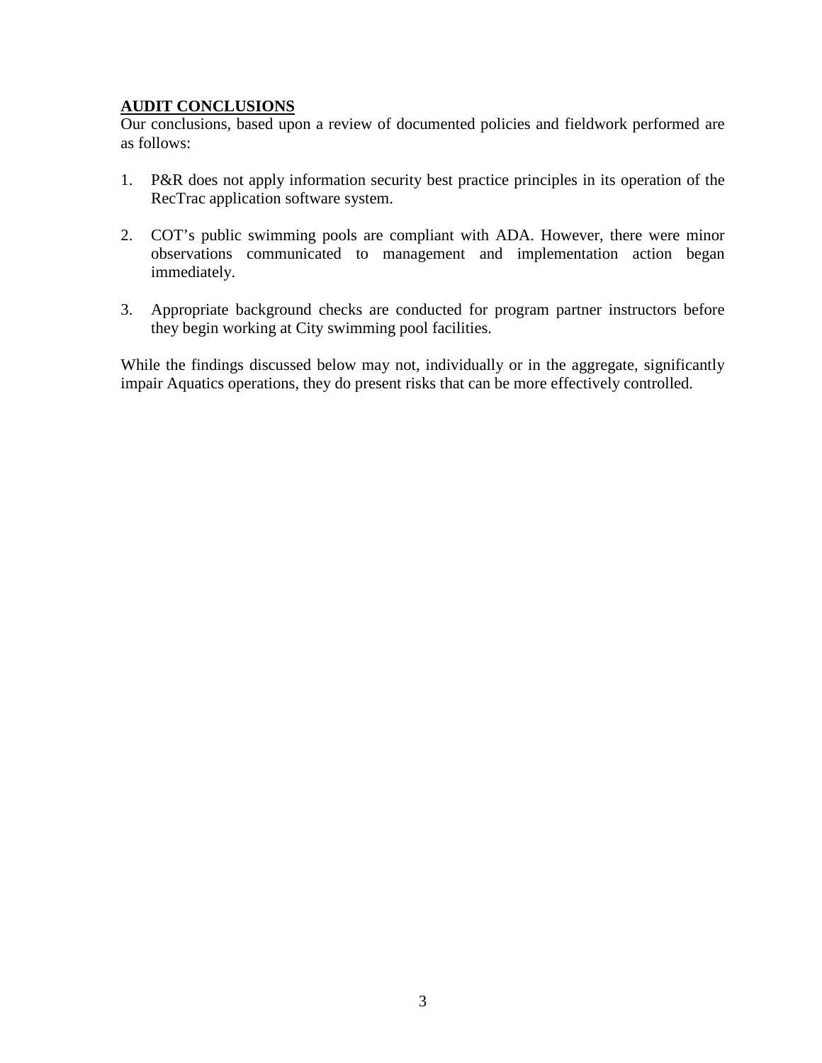## AUDIT CONCLUSIONS

Our conclusions, based upon a review of documented policies and fieldwork performed are as follows:

1. P&R does not apply information security best practice principles in its operation of the RecTrac application software system.

2. COT's public swimming pools are compliant with ADA. However, there were minor observations communicated to management and implementation action began immediately.

3. Appropriate background checks are conducted for program partner instructors before they begin working at City swimming pool facilities.

While the findings discussed below may not, individually or in the aggregate, significantly impair Aquatics operations, they do present risks that can be more effectively controlled.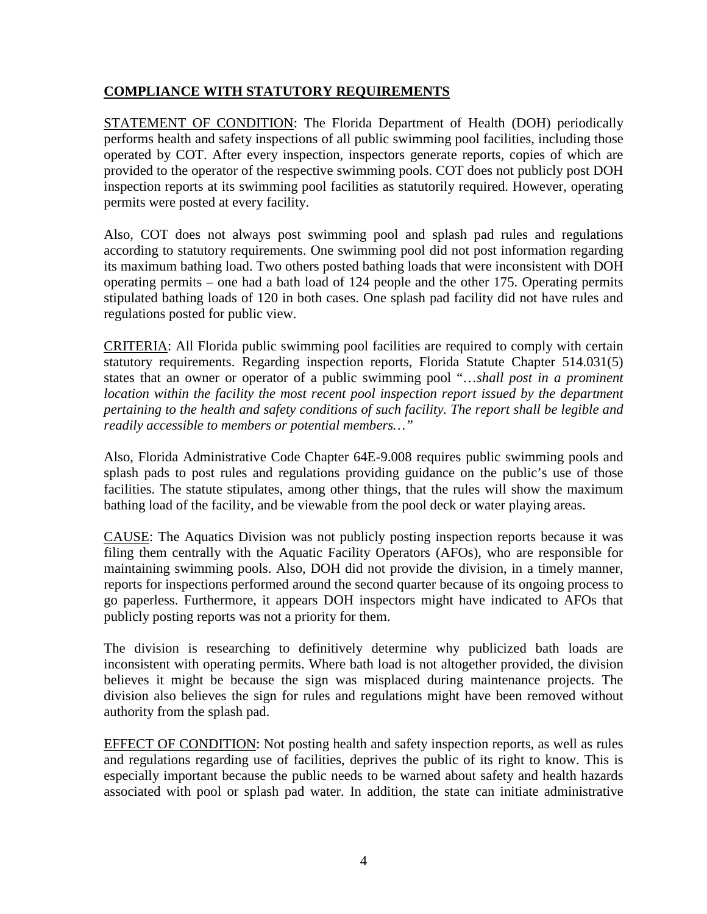## **COMPLIANCE WITH STATUTORY REQUIREMENTS**

STATEMENT OF CONDITION: The Florida Department of Health (DOH) periodically performs health and safety inspections of all public swimming pool facilities, including those operated by COT. After every inspection, inspectors generate reports, copies of which are provided to the operator of the respective swimming pools. COT does not publicly post DOH inspection reports at its swimming pool facilities as statutorily required. However, operating permits were posted at every facility.

Also, COT does not always post swimming pool and splash pad rules and regulations according to statutory requirements. One swimming pool did not post information regarding its maximum bathing load. Two others posted bathing loads that were inconsistent with DOH operating permits – one had a bath load of 124 people and the other 175. Operating permits stipulated bathing loads of 120 in both cases. One splash pad facility did not have rules and regulations posted for public view.

CRITERIA: All Florida public swimming pool facilities are required to comply with certain statutory requirements. Regarding inspection reports, Florida Statute Chapter 514.031(5) states that an owner or operator of a public swimming pool "*…shall post in a prominent location within the facility the most recent pool inspection report issued by the department pertaining to the health and safety conditions of such facility. The report shall be legible and readily accessible to members or potential members…*"

Also, Florida Administrative Code Chapter 64E-9.008 requires public swimming pools and splash pads to post rules and regulations providing guidance on the public's use of those facilities. The statute stipulates, among other things, that the rules will show the maximum bathing load of the facility, and be viewable from the pool deck or water playing areas.

CAUSE: The Aquatics Division was not publicly posting inspection reports because it was filing them centrally with the Aquatic Facility Operators (AFOs), who are responsible for maintaining swimming pools. Also, DOH did not provide the division, in a timely manner, reports for inspections performed around the second quarter because of its ongoing process to go paperless. Furthermore, it appears DOH inspectors might have indicated to AFOs that publicly posting reports was not a priority for them.

The division is researching to definitively determine why publicized bath loads are inconsistent with operating permits. Where bath load is not altogether provided, the division believes it might be because the sign was misplaced during maintenance projects. The division also believes the sign for rules and regulations might have been removed without authority from the splash pad.

EFFECT OF CONDITION: Not posting health and safety inspection reports, as well as rules and regulations regarding use of facilities, deprives the public of its right to know. This is especially important because the public needs to be warned about safety and health hazards associated with pool or splash pad water. In addition, the state can initiate administrative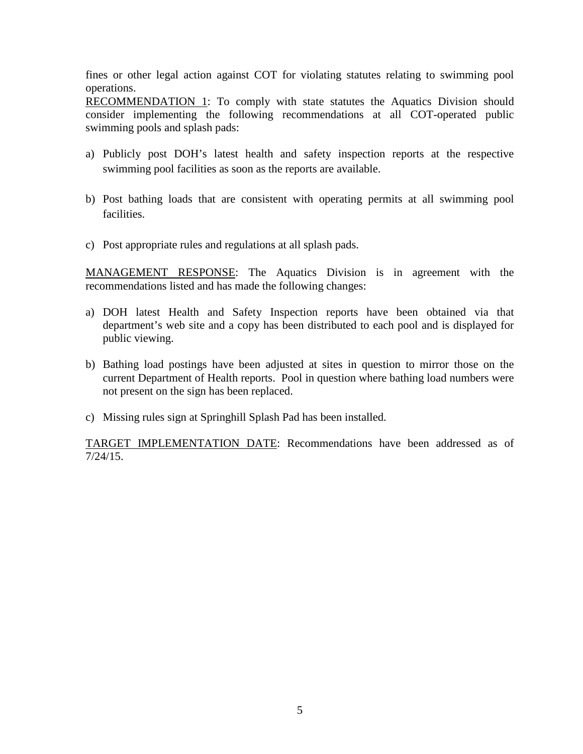fines or other legal action against COT for violating statutes relating to swimming pool operations.

RECOMMENDATION 1: To comply with state statutes the Aquatics Division should consider implementing the following recommendations at all COT-operated public swimming pools and splash pads:

a) Publicly post DOH's latest health and safety inspection reports at the respective swimming pool facilities as soon as the reports are available.

b) Post bathing loads that are consistent with operating permits at all swimming pool facilities.

c) Post appropriate rules and regulations at all splash pads.

MANAGEMENT RESPONSE: The Aquatics Division is in agreement with the recommendations listed and has made the following changes:

a) DOH latest Health and Safety Inspection reports have been obtained via that department's web site and a copy has been distributed to each pool and is displayed for public viewing.

b) Bathing load postings have been adjusted at sites in question to mirror those on the current Department of Health reports. Pool in question where bathing load numbers were not present on the sign has been replaced.

c) Missing rules sign at Springhill Splash Pad has been installed.

TARGET IMPLEMENTATION DATE: Recommendations have been addressed as of 7/24/15.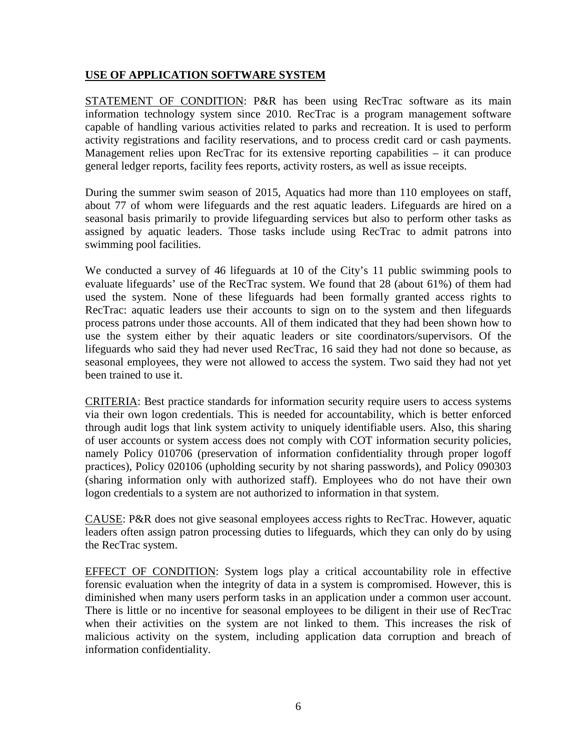## USE OF APPLICATION SOFTWARE SYSTEM

STATEMENT OF CONDITION: P&R has been using RecTrac software as its main information technology system since 2010. RecTrac is a program management software capable of handling various activities related to parks and recreation. It is used to perform activity registrations and facility reservations, and to process credit card or cash payments. Management relies upon RecTrac for its extensive reporting capabilities – it can produce general ledger reports, facility fees reports, activity rosters, as well as issue receipts.

During the summer swim season of 2015, Aquatics had more than 110 employees on staff, about 77 of whom were lifeguards and the rest aquatic leaders. Lifeguards are hired on a seasonal basis primarily to provide lifeguarding services but also to perform other tasks as assigned by aquatic leaders. Those tasks include using RecTrac to admit patrons into swimming pool facilities.

We conducted a survey of 46 lifeguards at 10 of the City's 11 public swimming pools to evaluate lifeguards' use of the RecTrac system. We found that 28 (about 61%) of them had used the system. None of these lifeguards had been formally granted access rights to RecTrac: aquatic leaders use their accounts to sign on to the system and then lifeguards process patrons under those accounts. All of them indicated that they had been shown how to use the system either by their aquatic leaders or site coordinators/supervisors. Of the lifeguards who said they had never used RecTrac, 16 said they had not done so because, as seasonal employees, they were not allowed to access the system. Two said they had not yet been trained to use it.

CRITERIA: Best practice standards for information security require users to access systems via their own logon credentials. This is needed for accountability, which is better enforced through audit logs that link system activity to uniquely identifiable users. Also, this sharing of user accounts or system access does not comply with COT information security policies, namely Policy 010706 (preservation of information confidentiality through proper logoff practices), Policy 020106 (upholding security by not sharing passwords), and Policy 090303 (sharing information only with authorized staff). Employees who do not have their own logon credentials to a system are not authorized to information in that system.

CAUSE: P&R does not give seasonal employees access rights to RecTrac. However, aquatic leaders often assign patron processing duties to lifeguards, which they can only do by using the RecTrac system.

EFFECT OF CONDITION: System logs play a critical accountability role in effective forensic evaluation when the integrity of data in a system is compromised. However, this is diminished when many users perform tasks in an application under a common user account. There is little or no incentive for seasonal employees to be diligent in their use of RecTrac when their activities on the system are not linked to them. This increases the risk of malicious activity on the system, including application data corruption and breach of information confidentiality.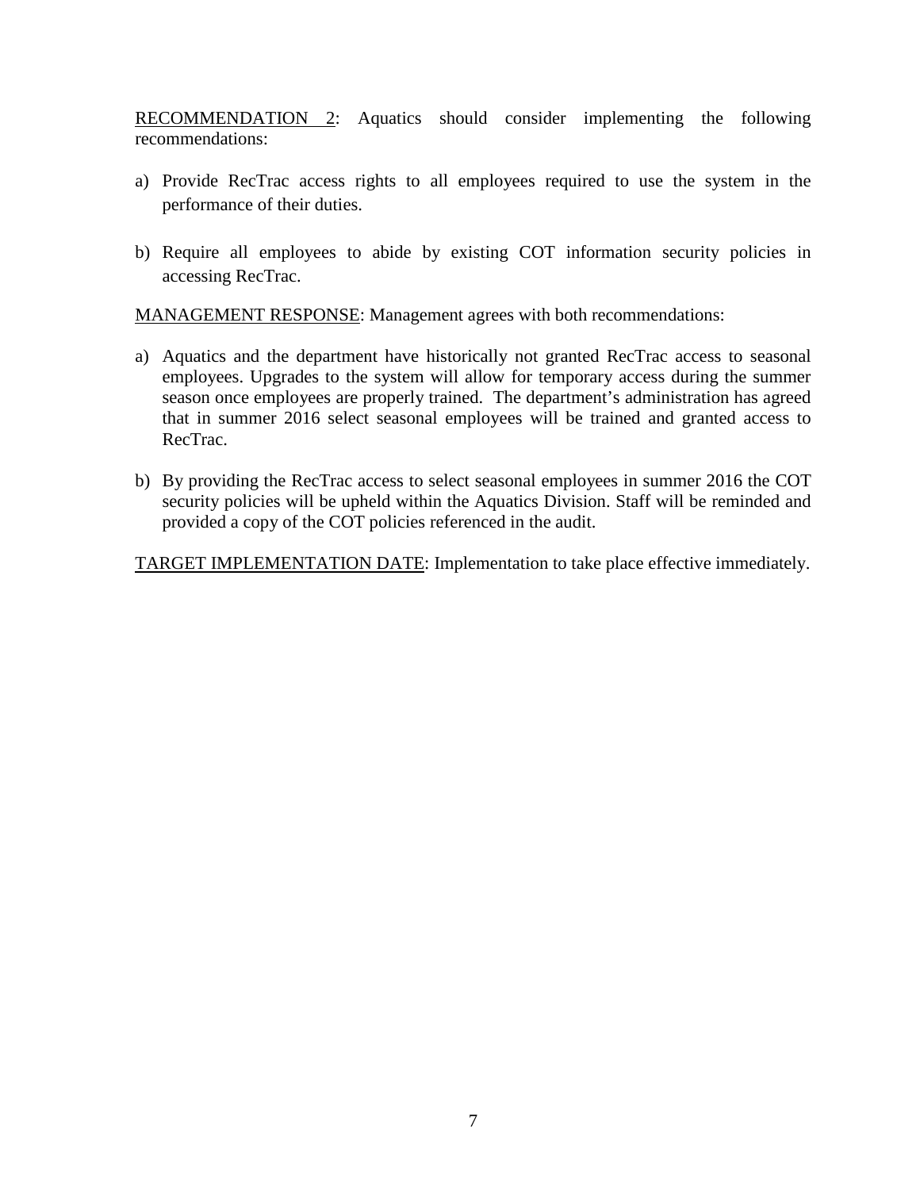RECOMMENDATION 2: Aquatics should consider implementing the following recommendations:

a) Provide RecTrac access rights to all employees required to use the system in the performance of their duties.

b) Require all employees to abide by existing COT information security policies in accessing RecTrac.

MANAGEMENT RESPONSE: Management agrees with both recommendations:

a) Aquatics and the department have historically not granted RecTrac access to seasonal employees. Upgrades to the system will allow for temporary access during the summer season once employees are properly trained. The department's administration has agreed that in summer 2016 select seasonal employees will be trained and granted access to RecTrac.

b) By providing the RecTrac access to select seasonal employees in summer 2016 the COT security policies will be upheld within the Aquatics Division. Staff will be reminded and provided a copy of the COT policies referenced in the audit.

TARGET IMPLEMENTATION DATE: Implementation to take place effective immediately.